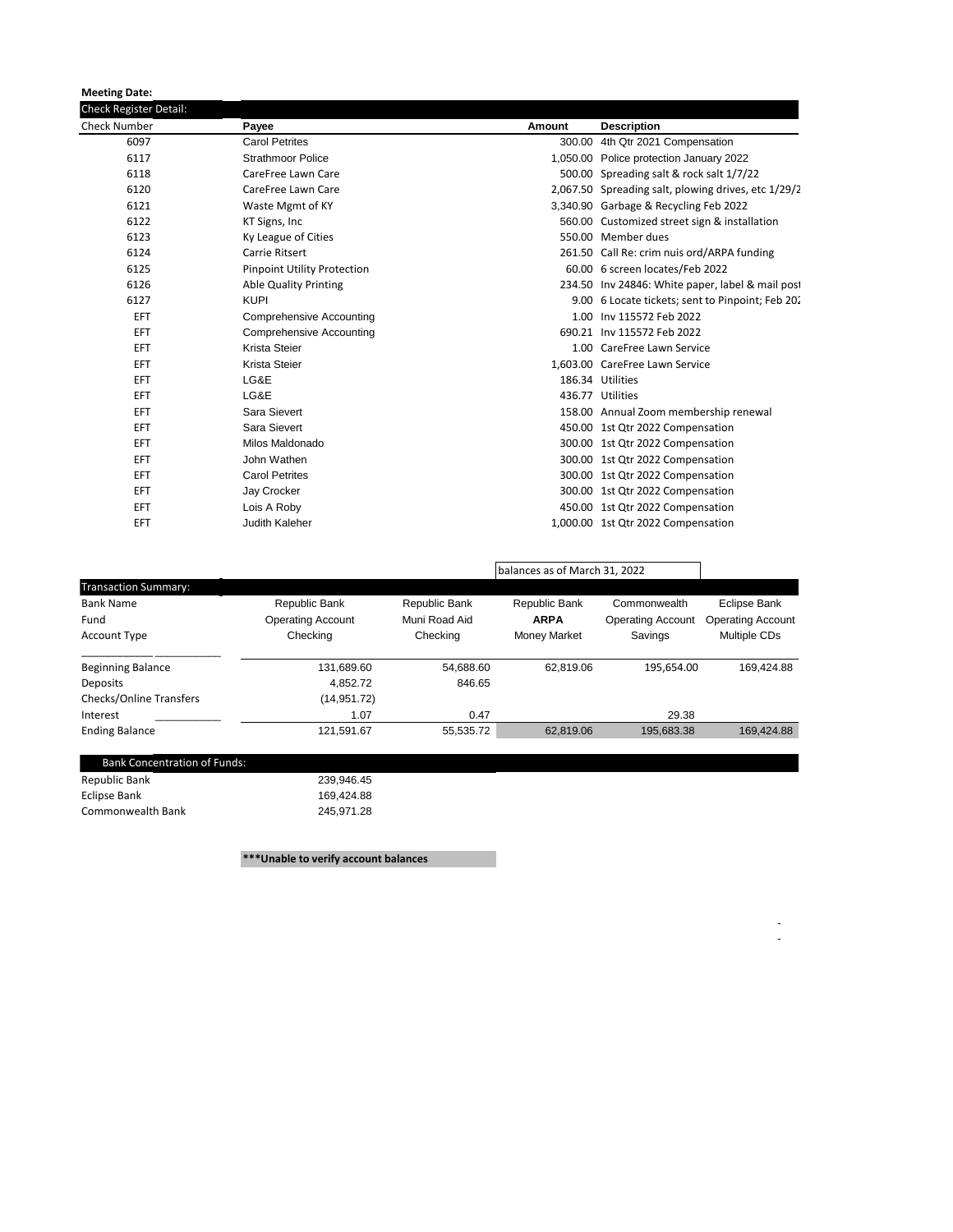**Meeting Date:**

Check Register Detail:

| Check Number | Payee | Amount | Description |
|---|---|---|---|
| 6097 | Carol Petrites | 300.00 | 4th Qtr 2021 Compensation |
| 6117 | Strathmoor Police | 1,050.00 | Police protection January 2022 |
| 6118 | CareFree Lawn Care | 500.00 | Spreading salt & rock salt 1/7/22 |
| 6120 | CareFree Lawn Care | 2,067.50 | Spreading salt, plowing drives, etc 1/29/2 |
| 6121 | Waste Mgmt of KY | 3,340.90 | Garbage & Recycling Feb 2022 |
| 6122 | KT Signs, Inc | 560.00 | Customized street sign & installation |
| 6123 | Ky League of Cities | 550.00 | Member dues |
| 6124 | Carrie Ritsert | 261.50 | Call Re: crim nuis ord/ARPA funding |
| 6125 | Pinpoint Utility Protection | 60.00 | 6 screen locates/Feb 2022 |
| 6126 | Able Quality Printing | 234.50 | Inv 24846: White paper, label & mail post |
| 6127 | KUPI | 9.00 | 6 Locate tickets; sent to Pinpoint; Feb 202 |
| EFT | Comprehensive Accounting | 1.00 | Inv 115572 Feb 2022 |
| EFT | Comprehensive Accounting | 690.21 | Inv 115572 Feb 2022 |
| EFT | Krista Steier | 1.00 | CareFree Lawn Service |
| EFT | Krista Steier | 1,603.00 | CareFree Lawn Service |
| EFT | LG&E | 186.34 | Utilities |
| EFT | LG&E | 436.77 | Utilities |
| EFT | Sara Sievert | 158.00 | Annual Zoom membership renewal |
| EFT | Sara Sievert | 450.00 | 1st Qtr 2022 Compensation |
| EFT | Milos Maldonado | 300.00 | 1st Qtr 2022 Compensation |
| EFT | John Wathen | 300.00 | 1st Qtr 2022 Compensation |
| EFT | Carol Petrites | 300.00 | 1st Qtr 2022 Compensation |
| EFT | Jay Crocker | 300.00 | 1st Qtr 2022 Compensation |
| EFT | Lois A Roby | 450.00 | 1st Qtr 2022 Compensation |
| EFT | Judith Kaleher | 1,000.00 | 1st Qtr 2022 Compensation |

balances as of March 31, 2022

Transaction Summary:

| Bank Name | Republic Bank | Republic Bank | Republic Bank | Commonwealth | Eclipse Bank |
|---|---|---|---|---|---|
| Fund | Operating Account | Muni Road Aid | **ARPA** | Operating Account | Operating Account |
| Account Type | Checking | Checking | Money Market | Savings | Multiple CDs |
| Beginning Balance | 131,689.60 | 54,688.60 | 62,819.06 | 195,654.00 | 169,424.88 |
| Deposits | 4,852.72 | 846.65 | | | |
| Checks/Online Transfers | (14,951.72) | | | | |
| Interest | 1.07 | 0.47 | | 29.38 | |
| Ending Balance | 121,591.67 | 55,535.72 | 62,819.06 | 195,683.38 | 169,424.88 |

Bank Concentration of Funds:

| | |
|---|---|
| Republic Bank | 239,946.45 |
| Eclipse Bank | 169,424.88 |
| Commonwealth Bank | 245,971.28 |

**\*\*\*Unable to verify account balances**

-
-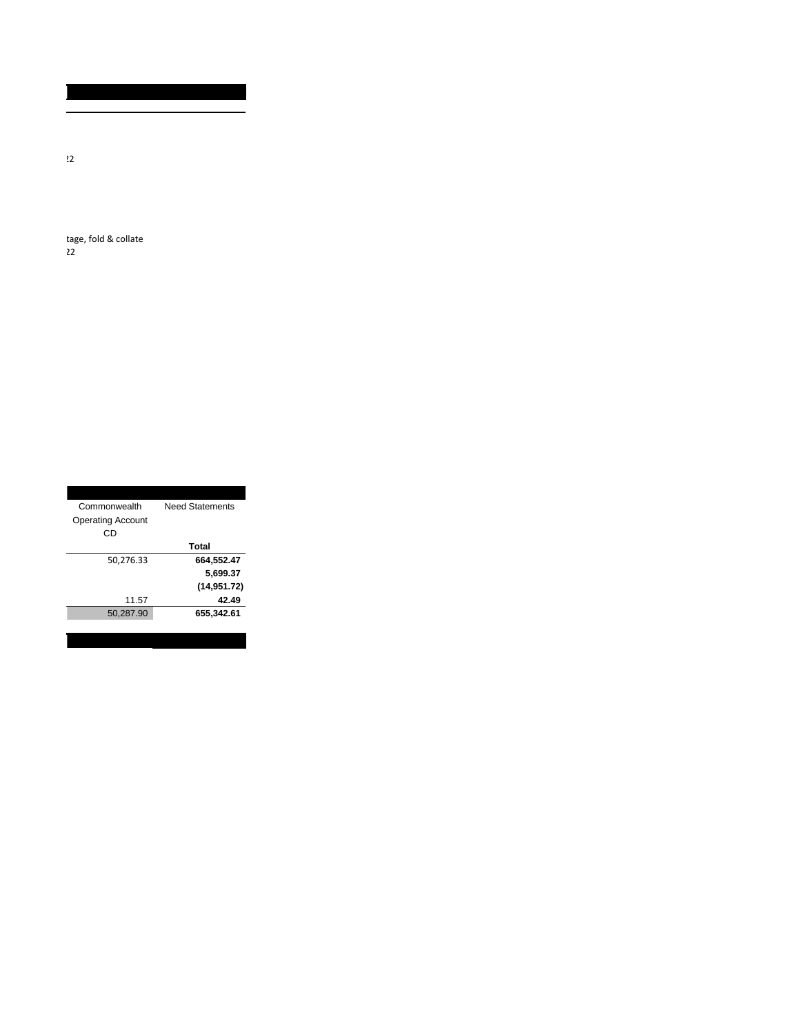22

tage, fold & collate
22

| Commonwealth Operating Account CD | Need Statements |
| --- | --- |
| | **Total** |
| 50,276.33 | **664,552.47** |
| | **5,699.37** |
| | **(14,951.72)** |
| 11.57 | **42.49** |
| 50,287.90 | **655,342.61** |